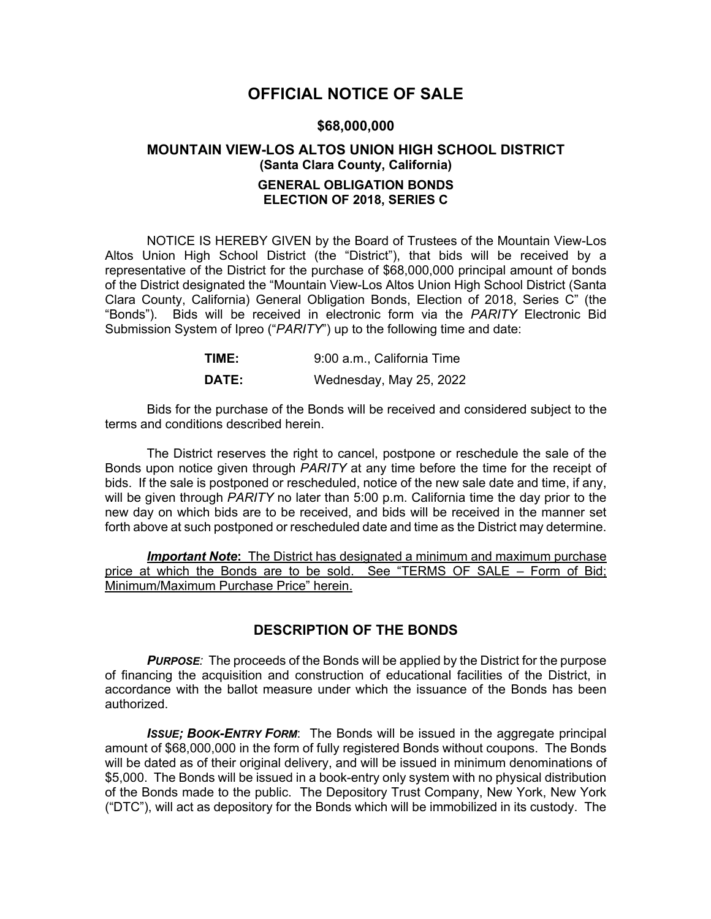# OFFICIAL NOTICE OF SALE

## $68,000,000

## MOUNTAIN VIEW-LOS ALTOS UNION HIGH SCHOOL DISTRICT
### (Santa Clara County, California)

### GENERAL OBLIGATION BONDS
### ELECTION OF 2018, SERIES C

NOTICE IS HEREBY GIVEN by the Board of Trustees of the Mountain View-Los Altos Union High School District (the "District"), that bids will be received by a representative of the District for the purchase of $68,000,000 principal amount of bonds of the District designated the "Mountain View-Los Altos Union High School District (Santa Clara County, California) General Obligation Bonds, Election of 2018, Series C" (the "Bonds"). Bids will be received in electronic form via the *PARITY* Electronic Bid Submission System of Ipreo ("*PARITY*") up to the following time and date:

| | |
|---|---|
| **TIME:** | 9:00 a.m., California Time |
| **DATE:** | Wednesday, May 25, 2022 |

Bids for the purchase of the Bonds will be received and considered subject to the terms and conditions described herein.

The District reserves the right to cancel, postpone or reschedule the sale of the Bonds upon notice given through *PARITY* at any time before the time for the receipt of bids. If the sale is postponed or rescheduled, notice of the new sale date and time, if any, will be given through *PARITY* no later than 5:00 p.m. California time the day prior to the new day on which bids are to be received, and bids will be received in the manner set forth above at such postponed or rescheduled date and time as the District may determine.

***Important Note*****:** The District has designated a minimum and maximum purchase price at which the Bonds are to be sold. See "TERMS OF SALE – Form of Bid; Minimum/Maximum Purchase Price" herein.

## DESCRIPTION OF THE BONDS

***PURPOSE:*** The proceeds of the Bonds will be applied by the District for the purpose of financing the acquisition and construction of educational facilities of the District, in accordance with the ballot measure under which the issuance of the Bonds has been authorized.

***ISSUE; BOOK-ENTRY FORM*:** The Bonds will be issued in the aggregate principal amount of $68,000,000 in the form of fully registered Bonds without coupons. The Bonds will be dated as of their original delivery, and will be issued in minimum denominations of $5,000. The Bonds will be issued in a book-entry only system with no physical distribution of the Bonds made to the public. The Depository Trust Company, New York, New York ("DTC"), will act as depository for the Bonds which will be immobilized in its custody. The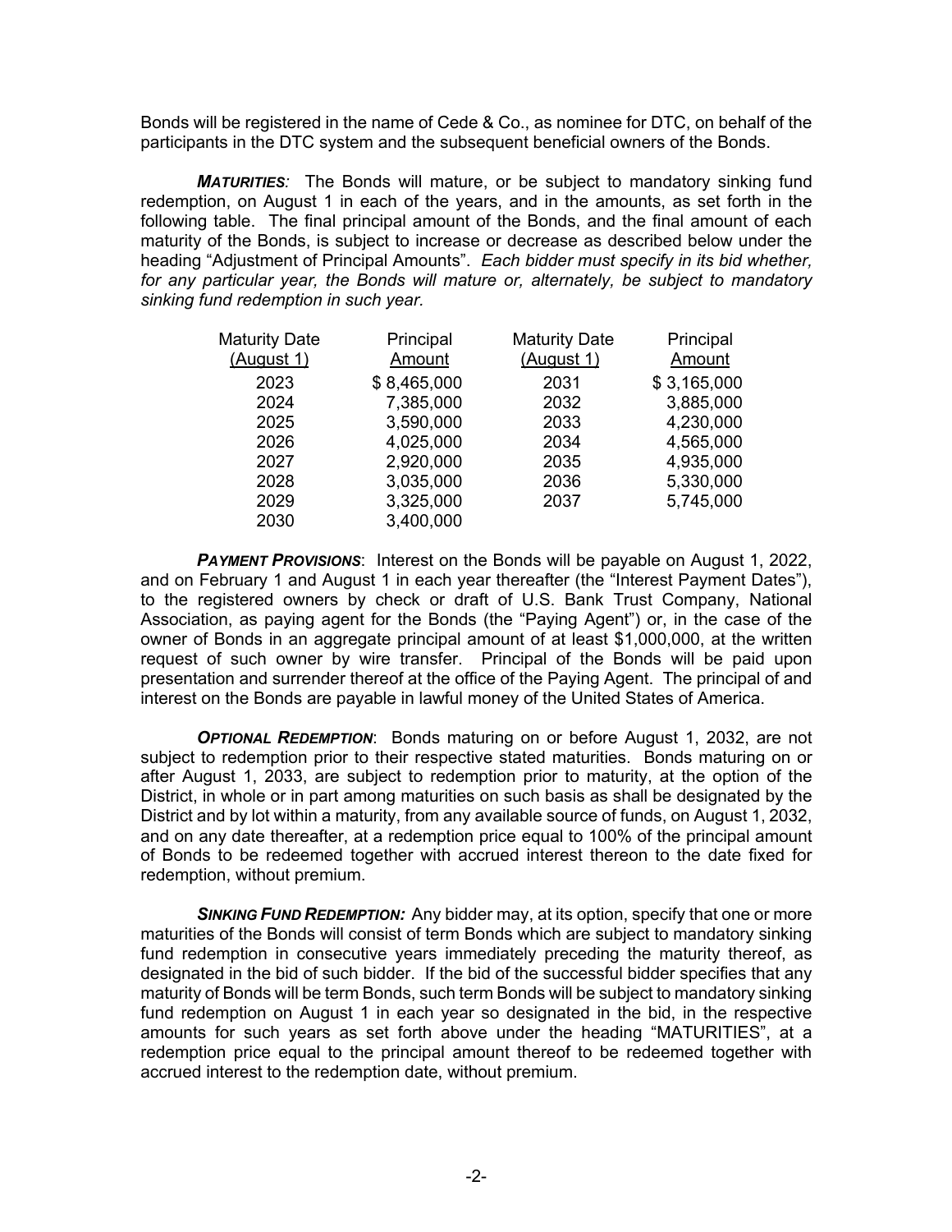Bonds will be registered in the name of Cede & Co., as nominee for DTC, on behalf of the participants in the DTC system and the subsequent beneficial owners of the Bonds.

***MATURITIES:*** The Bonds will mature, or be subject to mandatory sinking fund redemption, on August 1 in each of the years, and in the amounts, as set forth in the following table. The final principal amount of the Bonds, and the final amount of each maturity of the Bonds, is subject to increase or decrease as described below under the heading "Adjustment of Principal Amounts". *Each bidder must specify in its bid whether, for any particular year, the Bonds will mature or, alternately, be subject to mandatory sinking fund redemption in such year.*

| Maturity Date (August 1) | Principal Amount | Maturity Date (August 1) | Principal Amount |
|---|---|---|---|
| 2023 | $ 8,465,000 | 2031 | $ 3,165,000 |
| 2024 | 7,385,000 | 2032 | 3,885,000 |
| 2025 | 3,590,000 | 2033 | 4,230,000 |
| 2026 | 4,025,000 | 2034 | 4,565,000 |
| 2027 | 2,920,000 | 2035 | 4,935,000 |
| 2028 | 3,035,000 | 2036 | 5,330,000 |
| 2029 | 3,325,000 | 2037 | 5,745,000 |
| 2030 | 3,400,000 | | |

***PAYMENT PROVISIONS***: Interest on the Bonds will be payable on August 1, 2022, and on February 1 and August 1 in each year thereafter (the "Interest Payment Dates"), to the registered owners by check or draft of U.S. Bank Trust Company, National Association, as paying agent for the Bonds (the "Paying Agent") or, in the case of the owner of Bonds in an aggregate principal amount of at least $1,000,000, at the written request of such owner by wire transfer. Principal of the Bonds will be paid upon presentation and surrender thereof at the office of the Paying Agent. The principal of and interest on the Bonds are payable in lawful money of the United States of America.

***OPTIONAL REDEMPTION***: Bonds maturing on or before August 1, 2032, are not subject to redemption prior to their respective stated maturities. Bonds maturing on or after August 1, 2033, are subject to redemption prior to maturity, at the option of the District, in whole or in part among maturities on such basis as shall be designated by the District and by lot within a maturity, from any available source of funds, on August 1, 2032, and on any date thereafter, at a redemption price equal to 100% of the principal amount of Bonds to be redeemed together with accrued interest thereon to the date fixed for redemption, without premium.

***SINKING FUND REDEMPTION:*** Any bidder may, at its option, specify that one or more maturities of the Bonds will consist of term Bonds which are subject to mandatory sinking fund redemption in consecutive years immediately preceding the maturity thereof, as designated in the bid of such bidder. If the bid of the successful bidder specifies that any maturity of Bonds will be term Bonds, such term Bonds will be subject to mandatory sinking fund redemption on August 1 in each year so designated in the bid, in the respective amounts for such years as set forth above under the heading "MATURITIES", at a redemption price equal to the principal amount thereof to be redeemed together with accrued interest to the redemption date, without premium.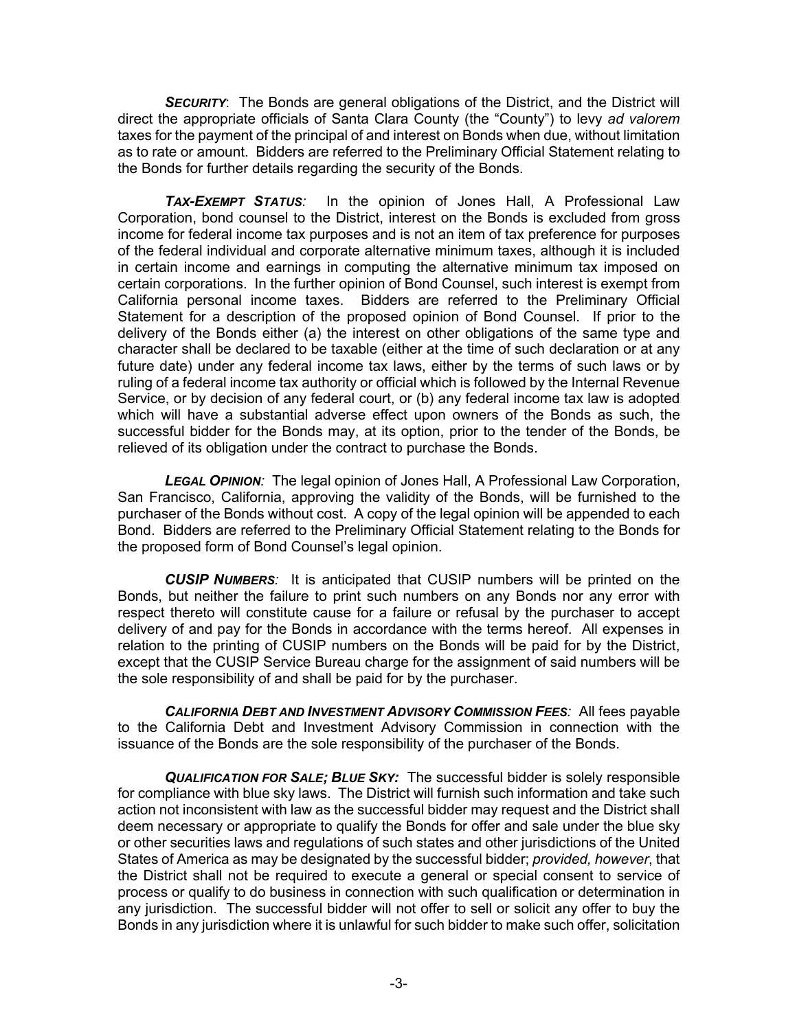***SECURITY***: The Bonds are general obligations of the District, and the District will direct the appropriate officials of Santa Clara County (the "County") to levy *ad valorem* taxes for the payment of the principal of and interest on Bonds when due, without limitation as to rate or amount. Bidders are referred to the Preliminary Official Statement relating to the Bonds for further details regarding the security of the Bonds.

***TAX-EXEMPT STATUS:*** In the opinion of Jones Hall, A Professional Law Corporation, bond counsel to the District, interest on the Bonds is excluded from gross income for federal income tax purposes and is not an item of tax preference for purposes of the federal individual and corporate alternative minimum taxes, although it is included in certain income and earnings in computing the alternative minimum tax imposed on certain corporations. In the further opinion of Bond Counsel, such interest is exempt from California personal income taxes. Bidders are referred to the Preliminary Official Statement for a description of the proposed opinion of Bond Counsel. If prior to the delivery of the Bonds either (a) the interest on other obligations of the same type and character shall be declared to be taxable (either at the time of such declaration or at any future date) under any federal income tax laws, either by the terms of such laws or by ruling of a federal income tax authority or official which is followed by the Internal Revenue Service, or by decision of any federal court, or (b) any federal income tax law is adopted which will have a substantial adverse effect upon owners of the Bonds as such, the successful bidder for the Bonds may, at its option, prior to the tender of the Bonds, be relieved of its obligation under the contract to purchase the Bonds.

***LEGAL OPINION:*** The legal opinion of Jones Hall, A Professional Law Corporation, San Francisco, California, approving the validity of the Bonds, will be furnished to the purchaser of the Bonds without cost. A copy of the legal opinion will be appended to each Bond. Bidders are referred to the Preliminary Official Statement relating to the Bonds for the proposed form of Bond Counsel's legal opinion.

***CUSIP NUMBERS:*** It is anticipated that CUSIP numbers will be printed on the Bonds, but neither the failure to print such numbers on any Bonds nor any error with respect thereto will constitute cause for a failure or refusal by the purchaser to accept delivery of and pay for the Bonds in accordance with the terms hereof. All expenses in relation to the printing of CUSIP numbers on the Bonds will be paid for by the District, except that the CUSIP Service Bureau charge for the assignment of said numbers will be the sole responsibility of and shall be paid for by the purchaser.

***CALIFORNIA DEBT AND INVESTMENT ADVISORY COMMISSION FEES:*** All fees payable to the California Debt and Investment Advisory Commission in connection with the issuance of the Bonds are the sole responsibility of the purchaser of the Bonds.

***QUALIFICATION FOR SALE; BLUE SKY:*** The successful bidder is solely responsible for compliance with blue sky laws. The District will furnish such information and take such action not inconsistent with law as the successful bidder may request and the District shall deem necessary or appropriate to qualify the Bonds for offer and sale under the blue sky or other securities laws and regulations of such states and other jurisdictions of the United States of America as may be designated by the successful bidder; *provided, however*, that the District shall not be required to execute a general or special consent to service of process or qualify to do business in connection with such qualification or determination in any jurisdiction. The successful bidder will not offer to sell or solicit any offer to buy the Bonds in any jurisdiction where it is unlawful for such bidder to make such offer, solicitation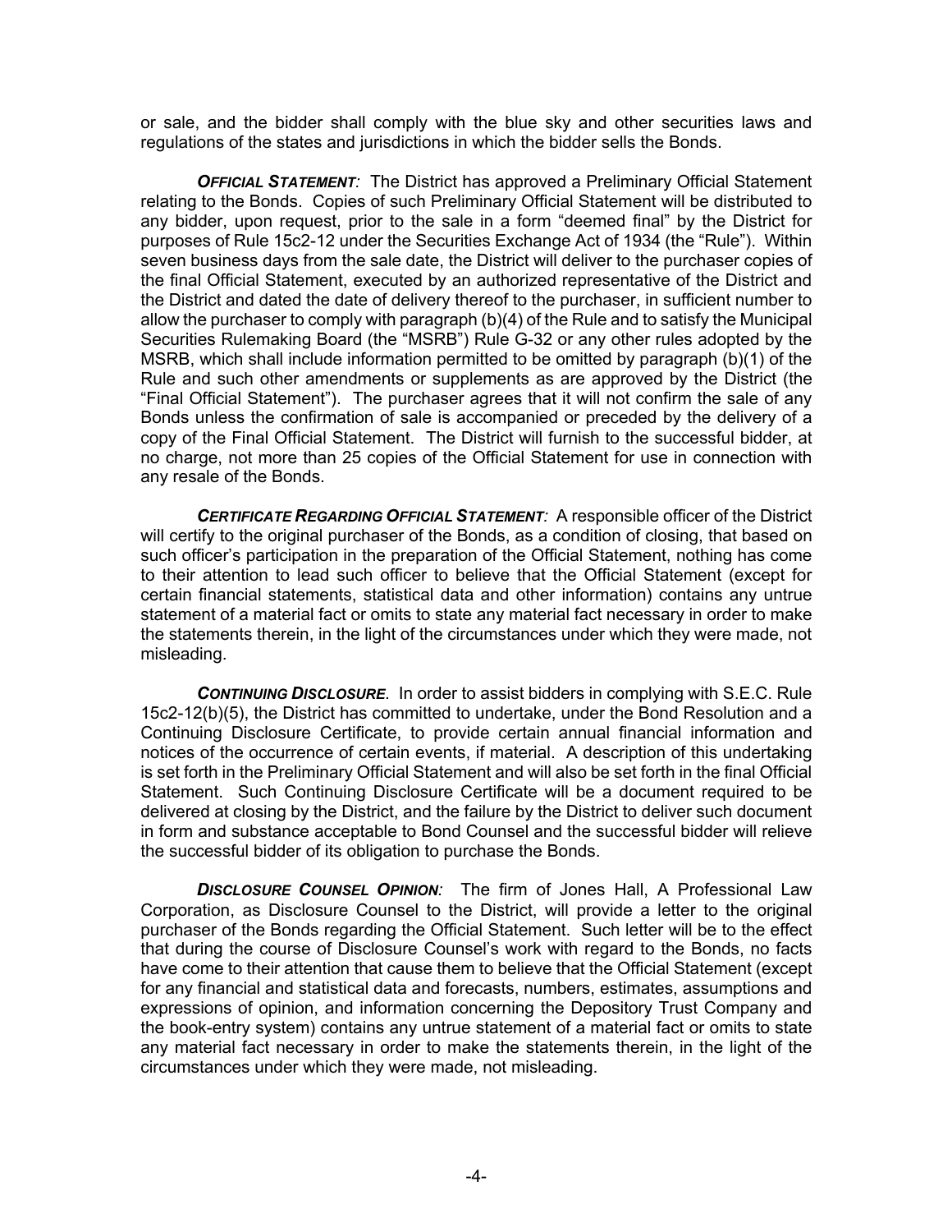or sale, and the bidder shall comply with the blue sky and other securities laws and regulations of the states and jurisdictions in which the bidder sells the Bonds.

***OFFICIAL STATEMENT:*** The District has approved a Preliminary Official Statement relating to the Bonds. Copies of such Preliminary Official Statement will be distributed to any bidder, upon request, prior to the sale in a form "deemed final" by the District for purposes of Rule 15c2-12 under the Securities Exchange Act of 1934 (the "Rule"). Within seven business days from the sale date, the District will deliver to the purchaser copies of the final Official Statement, executed by an authorized representative of the District and the District and dated the date of delivery thereof to the purchaser, in sufficient number to allow the purchaser to comply with paragraph (b)(4) of the Rule and to satisfy the Municipal Securities Rulemaking Board (the "MSRB") Rule G-32 or any other rules adopted by the MSRB, which shall include information permitted to be omitted by paragraph (b)(1) of the Rule and such other amendments or supplements as are approved by the District (the "Final Official Statement"). The purchaser agrees that it will not confirm the sale of any Bonds unless the confirmation of sale is accompanied or preceded by the delivery of a copy of the Final Official Statement. The District will furnish to the successful bidder, at no charge, not more than 25 copies of the Official Statement for use in connection with any resale of the Bonds.

***CERTIFICATE REGARDING OFFICIAL STATEMENT:*** A responsible officer of the District will certify to the original purchaser of the Bonds, as a condition of closing, that based on such officer's participation in the preparation of the Official Statement, nothing has come to their attention to lead such officer to believe that the Official Statement (except for certain financial statements, statistical data and other information) contains any untrue statement of a material fact or omits to state any material fact necessary in order to make the statements therein, in the light of the circumstances under which they were made, not misleading.

***CONTINUING DISCLOSURE***. In order to assist bidders in complying with S.E.C. Rule 15c2-12(b)(5), the District has committed to undertake, under the Bond Resolution and a Continuing Disclosure Certificate, to provide certain annual financial information and notices of the occurrence of certain events, if material. A description of this undertaking is set forth in the Preliminary Official Statement and will also be set forth in the final Official Statement. Such Continuing Disclosure Certificate will be a document required to be delivered at closing by the District, and the failure by the District to deliver such document in form and substance acceptable to Bond Counsel and the successful bidder will relieve the successful bidder of its obligation to purchase the Bonds.

***DISCLOSURE COUNSEL OPINION:*** The firm of Jones Hall, A Professional Law Corporation, as Disclosure Counsel to the District, will provide a letter to the original purchaser of the Bonds regarding the Official Statement. Such letter will be to the effect that during the course of Disclosure Counsel's work with regard to the Bonds, no facts have come to their attention that cause them to believe that the Official Statement (except for any financial and statistical data and forecasts, numbers, estimates, assumptions and expressions of opinion, and information concerning the Depository Trust Company and the book-entry system) contains any untrue statement of a material fact or omits to state any material fact necessary in order to make the statements therein, in the light of the circumstances under which they were made, not misleading.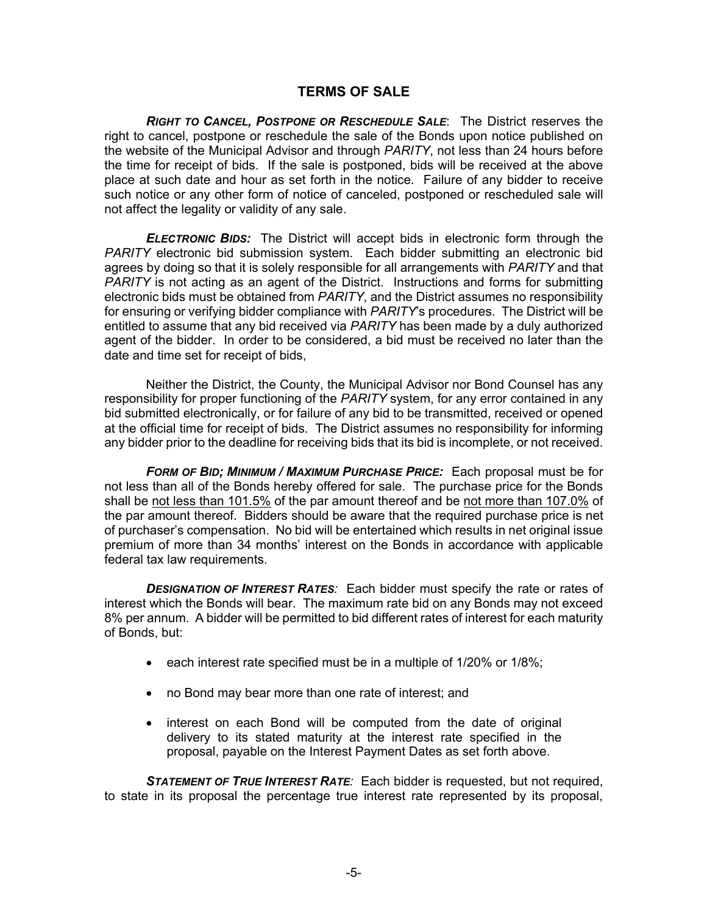## TERMS OF SALE

***RIGHT TO CANCEL, POSTPONE OR RESCHEDULE SALE***: The District reserves the right to cancel, postpone or reschedule the sale of the Bonds upon notice published on the website of the Municipal Advisor and through *PARITY*, not less than 24 hours before the time for receipt of bids. If the sale is postponed, bids will be received at the above place at such date and hour as set forth in the notice. Failure of any bidder to receive such notice or any other form of notice of canceled, postponed or rescheduled sale will not affect the legality or validity of any sale.

***ELECTRONIC BIDS:*** The District will accept bids in electronic form through the *PARITY* electronic bid submission system. Each bidder submitting an electronic bid agrees by doing so that it is solely responsible for all arrangements with *PARITY* and that *PARITY* is not acting as an agent of the District. Instructions and forms for submitting electronic bids must be obtained from *PARITY*, and the District assumes no responsibility for ensuring or verifying bidder compliance with *PARITY*'s procedures. The District will be entitled to assume that any bid received via *PARITY* has been made by a duly authorized agent of the bidder. In order to be considered, a bid must be received no later than the date and time set for receipt of bids,

Neither the District, the County, the Municipal Advisor nor Bond Counsel has any responsibility for proper functioning of the *PARITY* system, for any error contained in any bid submitted electronically, or for failure of any bid to be transmitted, received or opened at the official time for receipt of bids. The District assumes no responsibility for informing any bidder prior to the deadline for receiving bids that its bid is incomplete, or not received.

***FORM OF BID; MINIMUM / MAXIMUM PURCHASE PRICE:*** Each proposal must be for not less than all of the Bonds hereby offered for sale. The purchase price for the Bonds shall be not less than 101.5% of the par amount thereof and be not more than 107.0% of the par amount thereof. Bidders should be aware that the required purchase price is net of purchaser's compensation. No bid will be entertained which results in net original issue premium of more than 34 months' interest on the Bonds in accordance with applicable federal tax law requirements.

***DESIGNATION OF INTEREST RATES:*** Each bidder must specify the rate or rates of interest which the Bonds will bear. The maximum rate bid on any Bonds may not exceed 8% per annum. A bidder will be permitted to bid different rates of interest for each maturity of Bonds, but:

- each interest rate specified must be in a multiple of 1/20% or 1/8%;
- no Bond may bear more than one rate of interest; and
- interest on each Bond will be computed from the date of original delivery to its stated maturity at the interest rate specified in the proposal, payable on the Interest Payment Dates as set forth above.

***STATEMENT OF TRUE INTEREST RATE:*** Each bidder is requested, but not required, to state in its proposal the percentage true interest rate represented by its proposal,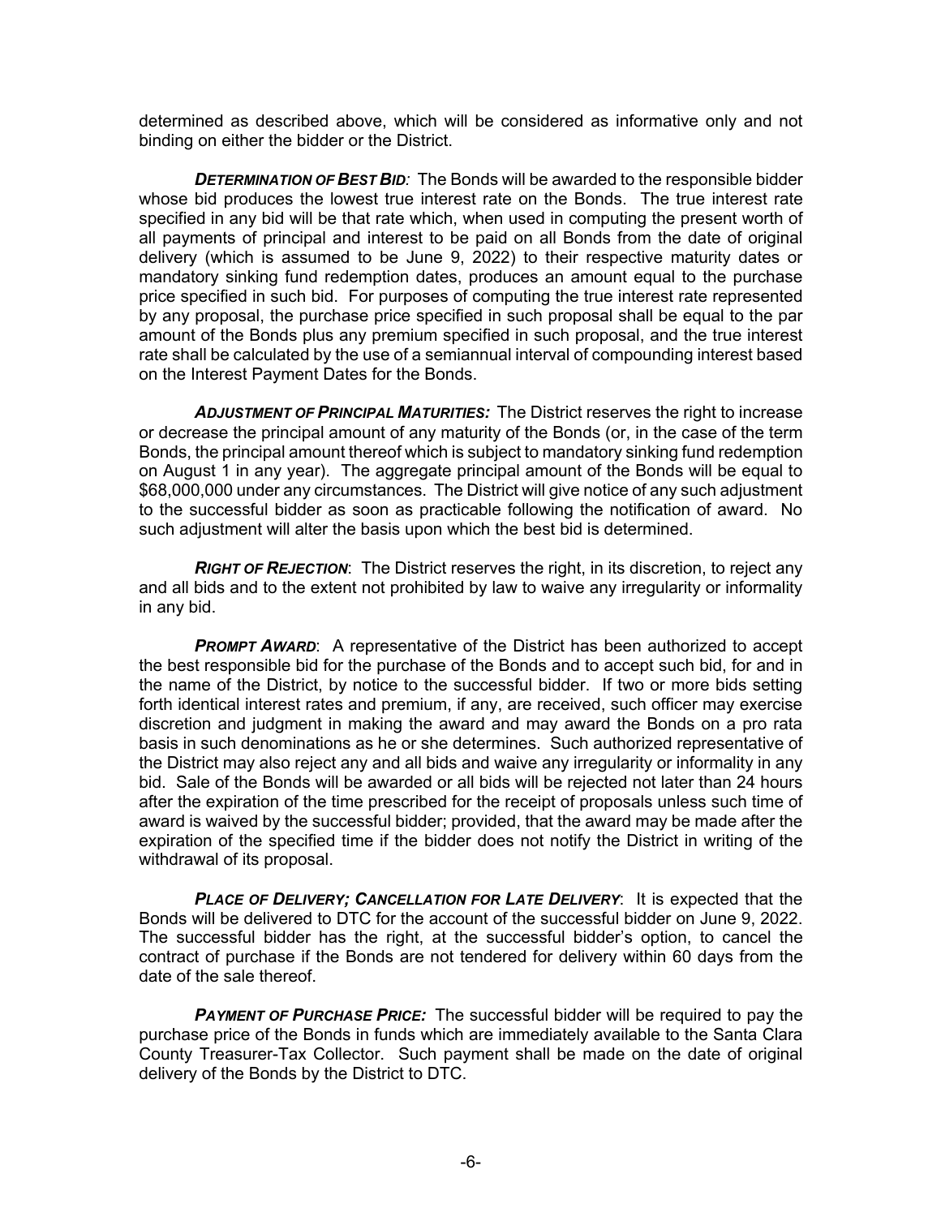determined as described above, which will be considered as informative only and not binding on either the bidder or the District.

***DETERMINATION OF BEST BID:*** The Bonds will be awarded to the responsible bidder whose bid produces the lowest true interest rate on the Bonds. The true interest rate specified in any bid will be that rate which, when used in computing the present worth of all payments of principal and interest to be paid on all Bonds from the date of original delivery (which is assumed to be June 9, 2022) to their respective maturity dates or mandatory sinking fund redemption dates, produces an amount equal to the purchase price specified in such bid. For purposes of computing the true interest rate represented by any proposal, the purchase price specified in such proposal shall be equal to the par amount of the Bonds plus any premium specified in such proposal, and the true interest rate shall be calculated by the use of a semiannual interval of compounding interest based on the Interest Payment Dates for the Bonds.

***ADJUSTMENT OF PRINCIPAL MATURITIES:*** The District reserves the right to increase or decrease the principal amount of any maturity of the Bonds (or, in the case of the term Bonds, the principal amount thereof which is subject to mandatory sinking fund redemption on August 1 in any year). The aggregate principal amount of the Bonds will be equal to $68,000,000 under any circumstances. The District will give notice of any such adjustment to the successful bidder as soon as practicable following the notification of award. No such adjustment will alter the basis upon which the best bid is determined.

***RIGHT OF REJECTION***: The District reserves the right, in its discretion, to reject any and all bids and to the extent not prohibited by law to waive any irregularity or informality in any bid.

***PROMPT AWARD***: A representative of the District has been authorized to accept the best responsible bid for the purchase of the Bonds and to accept such bid, for and in the name of the District, by notice to the successful bidder. If two or more bids setting forth identical interest rates and premium, if any, are received, such officer may exercise discretion and judgment in making the award and may award the Bonds on a pro rata basis in such denominations as he or she determines. Such authorized representative of the District may also reject any and all bids and waive any irregularity or informality in any bid. Sale of the Bonds will be awarded or all bids will be rejected not later than 24 hours after the expiration of the time prescribed for the receipt of proposals unless such time of award is waived by the successful bidder; provided, that the award may be made after the expiration of the specified time if the bidder does not notify the District in writing of the withdrawal of its proposal.

***PLACE OF DELIVERY; CANCELLATION FOR LATE DELIVERY***: It is expected that the Bonds will be delivered to DTC for the account of the successful bidder on June 9, 2022. The successful bidder has the right, at the successful bidder's option, to cancel the contract of purchase if the Bonds are not tendered for delivery within 60 days from the date of the sale thereof.

***PAYMENT OF PURCHASE PRICE:*** The successful bidder will be required to pay the purchase price of the Bonds in funds which are immediately available to the Santa Clara County Treasurer-Tax Collector. Such payment shall be made on the date of original delivery of the Bonds by the District to DTC.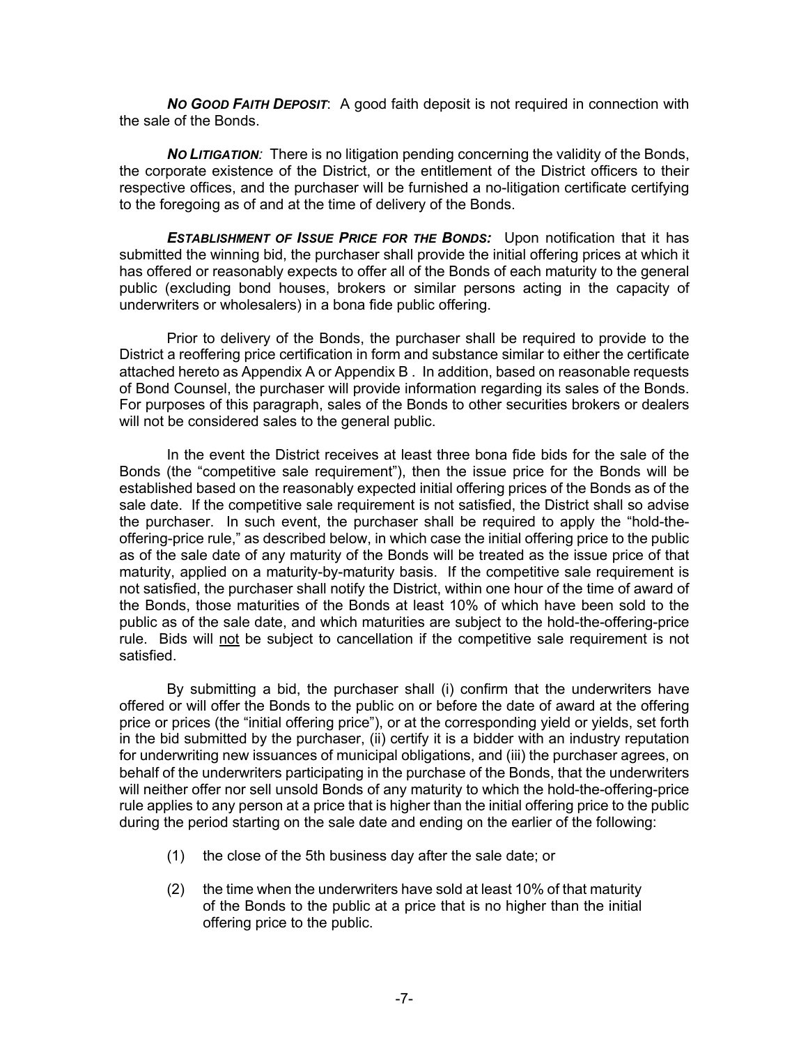***NO GOOD FAITH DEPOSIT***: A good faith deposit is not required in connection with the sale of the Bonds.

***NO LITIGATION:*** There is no litigation pending concerning the validity of the Bonds, the corporate existence of the District, or the entitlement of the District officers to their respective offices, and the purchaser will be furnished a no-litigation certificate certifying to the foregoing as of and at the time of delivery of the Bonds.

***ESTABLISHMENT OF ISSUE PRICE FOR THE BONDS:*** Upon notification that it has submitted the winning bid, the purchaser shall provide the initial offering prices at which it has offered or reasonably expects to offer all of the Bonds of each maturity to the general public (excluding bond houses, brokers or similar persons acting in the capacity of underwriters or wholesalers) in a bona fide public offering.

Prior to delivery of the Bonds, the purchaser shall be required to provide to the District a reoffering price certification in form and substance similar to either the certificate attached hereto as Appendix A or Appendix B . In addition, based on reasonable requests of Bond Counsel, the purchaser will provide information regarding its sales of the Bonds. For purposes of this paragraph, sales of the Bonds to other securities brokers or dealers will not be considered sales to the general public.

In the event the District receives at least three bona fide bids for the sale of the Bonds (the "competitive sale requirement"), then the issue price for the Bonds will be established based on the reasonably expected initial offering prices of the Bonds as of the sale date. If the competitive sale requirement is not satisfied, the District shall so advise the purchaser. In such event, the purchaser shall be required to apply the "hold-the-offering-price rule," as described below, in which case the initial offering price to the public as of the sale date of any maturity of the Bonds will be treated as the issue price of that maturity, applied on a maturity-by-maturity basis. If the competitive sale requirement is not satisfied, the purchaser shall notify the District, within one hour of the time of award of the Bonds, those maturities of the Bonds at least 10% of which have been sold to the public as of the sale date, and which maturities are subject to the hold-the-offering-price rule. Bids will <u>not</u> be subject to cancellation if the competitive sale requirement is not satisfied.

By submitting a bid, the purchaser shall (i) confirm that the underwriters have offered or will offer the Bonds to the public on or before the date of award at the offering price or prices (the "initial offering price"), or at the corresponding yield or yields, set forth in the bid submitted by the purchaser, (ii) certify it is a bidder with an industry reputation for underwriting new issuances of municipal obligations, and (iii) the purchaser agrees, on behalf of the underwriters participating in the purchase of the Bonds, that the underwriters will neither offer nor sell unsold Bonds of any maturity to which the hold-the-offering-price rule applies to any person at a price that is higher than the initial offering price to the public during the period starting on the sale date and ending on the earlier of the following:

(1) the close of the 5th business day after the sale date; or

(2) the time when the underwriters have sold at least 10% of that maturity of the Bonds to the public at a price that is no higher than the initial offering price to the public.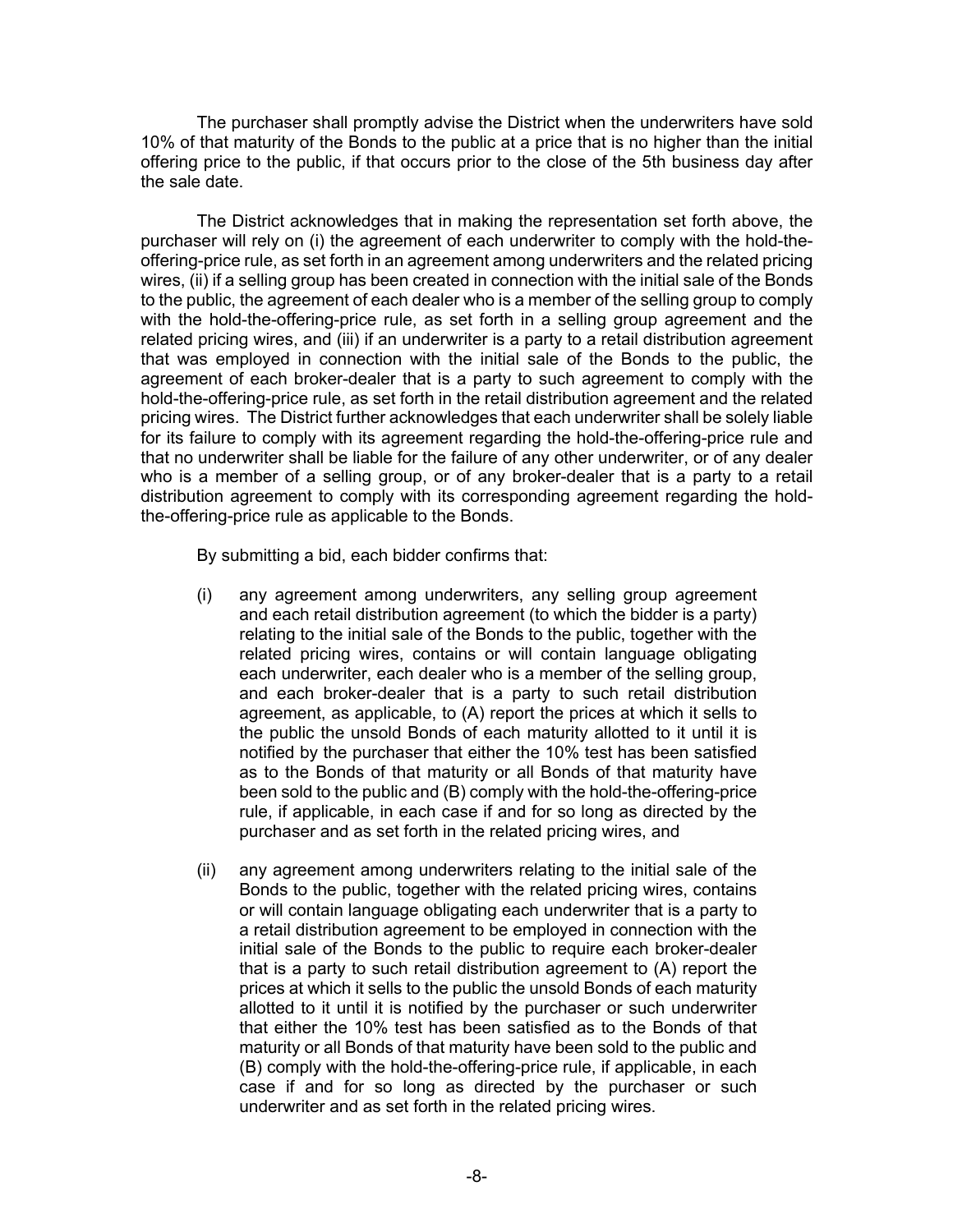The purchaser shall promptly advise the District when the underwriters have sold 10% of that maturity of the Bonds to the public at a price that is no higher than the initial offering price to the public, if that occurs prior to the close of the 5th business day after the sale date.

The District acknowledges that in making the representation set forth above, the purchaser will rely on (i) the agreement of each underwriter to comply with the hold-the-offering-price rule, as set forth in an agreement among underwriters and the related pricing wires, (ii) if a selling group has been created in connection with the initial sale of the Bonds to the public, the agreement of each dealer who is a member of the selling group to comply with the hold-the-offering-price rule, as set forth in a selling group agreement and the related pricing wires, and (iii) if an underwriter is a party to a retail distribution agreement that was employed in connection with the initial sale of the Bonds to the public, the agreement of each broker-dealer that is a party to such agreement to comply with the hold-the-offering-price rule, as set forth in the retail distribution agreement and the related pricing wires. The District further acknowledges that each underwriter shall be solely liable for its failure to comply with its agreement regarding the hold-the-offering-price rule and that no underwriter shall be liable for the failure of any other underwriter, or of any dealer who is a member of a selling group, or of any broker-dealer that is a party to a retail distribution agreement to comply with its corresponding agreement regarding the hold-the-offering-price rule as applicable to the Bonds.

By submitting a bid, each bidder confirms that:

(i) any agreement among underwriters, any selling group agreement and each retail distribution agreement (to which the bidder is a party) relating to the initial sale of the Bonds to the public, together with the related pricing wires, contains or will contain language obligating each underwriter, each dealer who is a member of the selling group, and each broker-dealer that is a party to such retail distribution agreement, as applicable, to (A) report the prices at which it sells to the public the unsold Bonds of each maturity allotted to it until it is notified by the purchaser that either the 10% test has been satisfied as to the Bonds of that maturity or all Bonds of that maturity have been sold to the public and (B) comply with the hold-the-offering-price rule, if applicable, in each case if and for so long as directed by the purchaser and as set forth in the related pricing wires, and

(ii) any agreement among underwriters relating to the initial sale of the Bonds to the public, together with the related pricing wires, contains or will contain language obligating each underwriter that is a party to a retail distribution agreement to be employed in connection with the initial sale of the Bonds to the public to require each broker-dealer that is a party to such retail distribution agreement to (A) report the prices at which it sells to the public the unsold Bonds of each maturity allotted to it until it is notified by the purchaser or such underwriter that either the 10% test has been satisfied as to the Bonds of that maturity or all Bonds of that maturity have been sold to the public and (B) comply with the hold-the-offering-price rule, if applicable, in each case if and for so long as directed by the purchaser or such underwriter and as set forth in the related pricing wires.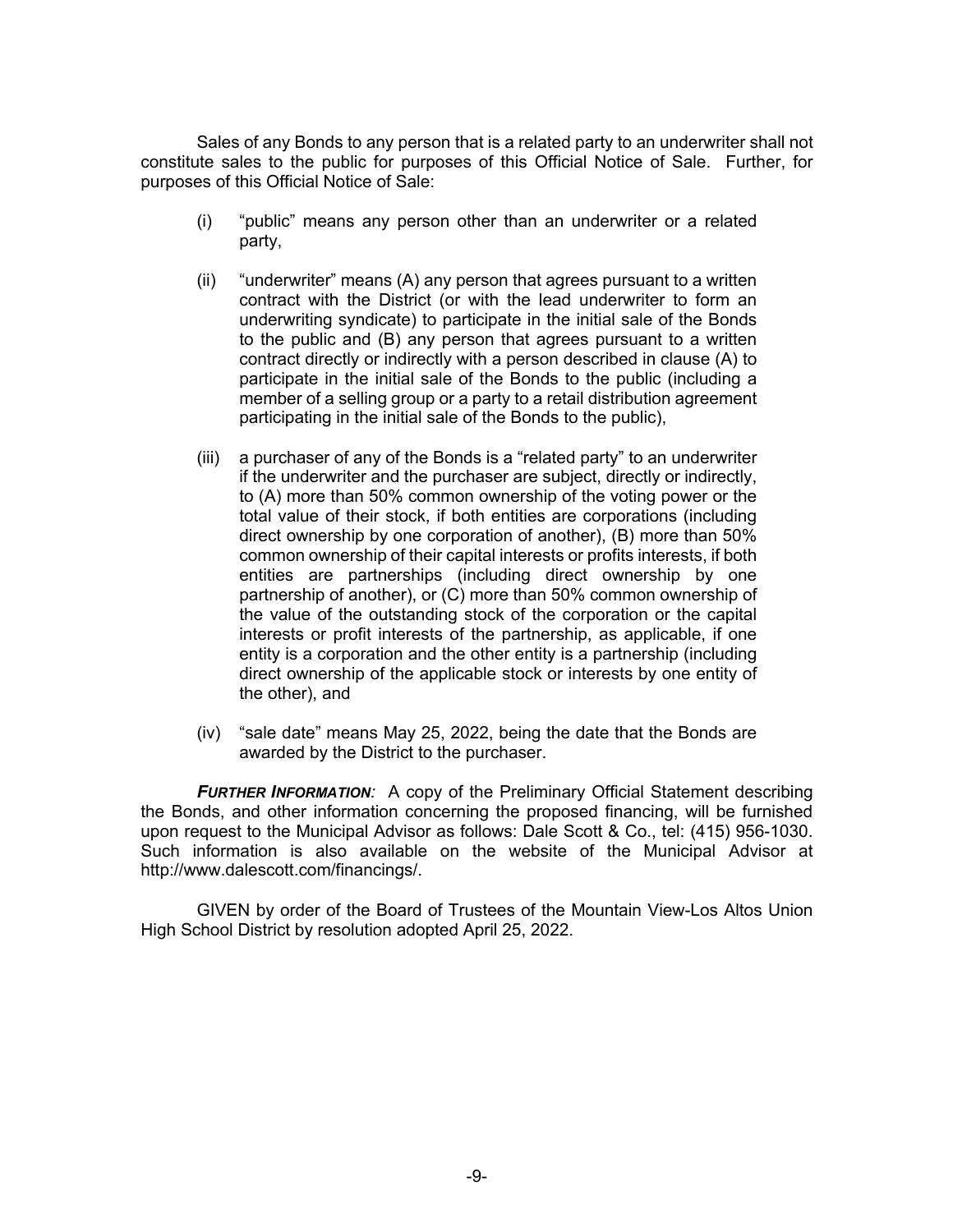Sales of any Bonds to any person that is a related party to an underwriter shall not constitute sales to the public for purposes of this Official Notice of Sale. Further, for purposes of this Official Notice of Sale:

(i) "public" means any person other than an underwriter or a related party,

(ii) "underwriter" means (A) any person that agrees pursuant to a written contract with the District (or with the lead underwriter to form an underwriting syndicate) to participate in the initial sale of the Bonds to the public and (B) any person that agrees pursuant to a written contract directly or indirectly with a person described in clause (A) to participate in the initial sale of the Bonds to the public (including a member of a selling group or a party to a retail distribution agreement participating in the initial sale of the Bonds to the public),

(iii) a purchaser of any of the Bonds is a "related party" to an underwriter if the underwriter and the purchaser are subject, directly or indirectly, to (A) more than 50% common ownership of the voting power or the total value of their stock, if both entities are corporations (including direct ownership by one corporation of another), (B) more than 50% common ownership of their capital interests or profits interests, if both entities are partnerships (including direct ownership by one partnership of another), or (C) more than 50% common ownership of the value of the outstanding stock of the corporation or the capital interests or profit interests of the partnership, as applicable, if one entity is a corporation and the other entity is a partnership (including direct ownership of the applicable stock or interests by one entity of the other), and

(iv) "sale date" means May 25, 2022, being the date that the Bonds are awarded by the District to the purchaser.

***FURTHER INFORMATION**:* A copy of the Preliminary Official Statement describing the Bonds, and other information concerning the proposed financing, will be furnished upon request to the Municipal Advisor as follows: Dale Scott & Co., tel: (415) 956-1030. Such information is also available on the website of the Municipal Advisor at http://www.dalescott.com/financings/.

GIVEN by order of the Board of Trustees of the Mountain View-Los Altos Union High School District by resolution adopted April 25, 2022.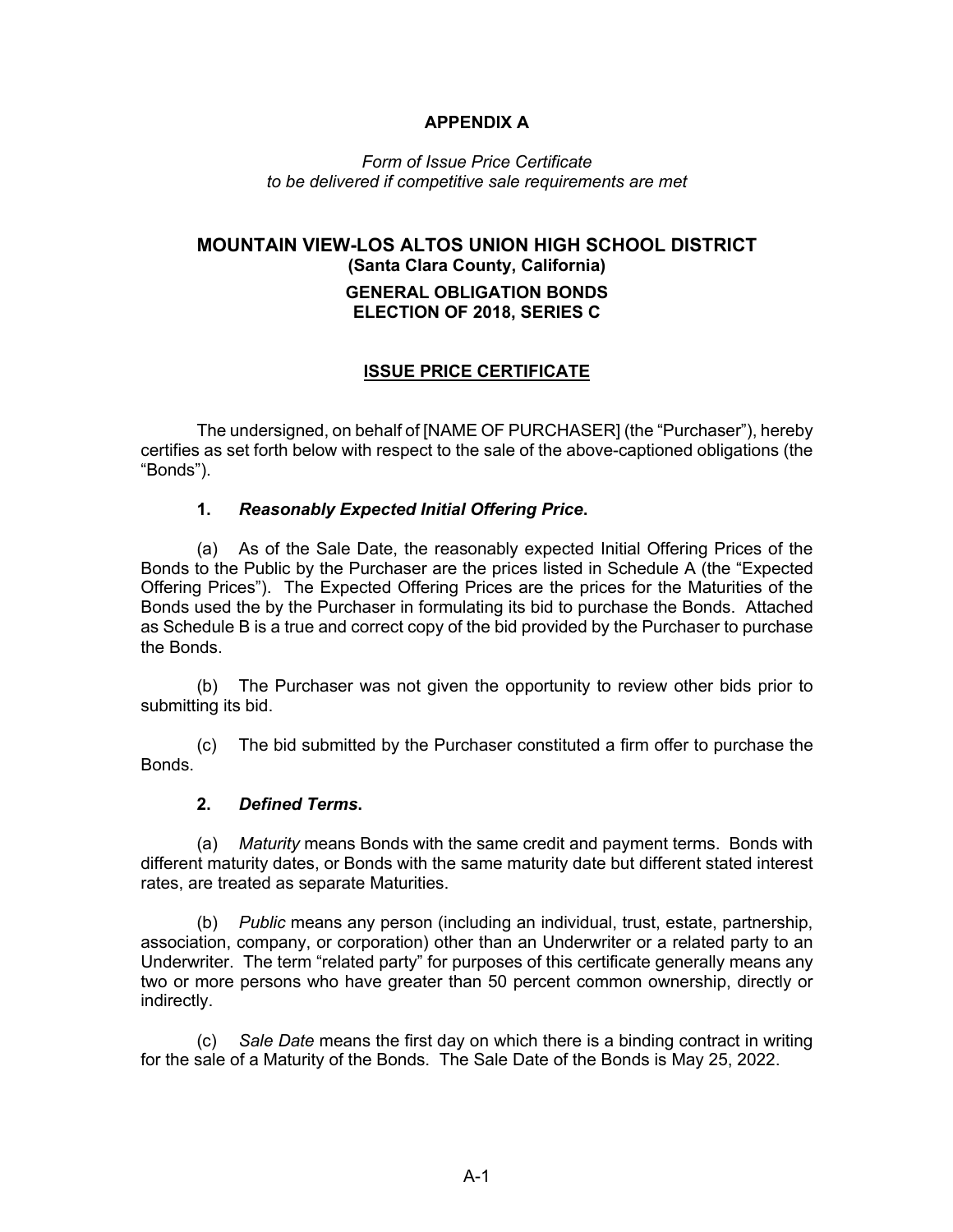# APPENDIX A

*Form of Issue Price Certificate*
*to be delivered if competitive sale requirements are met*

## MOUNTAIN VIEW-LOS ALTOS UNION HIGH SCHOOL DISTRICT
**(Santa Clara County, California)**

**GENERAL OBLIGATION BONDS**
**ELECTION OF 2018, SERIES C**

## ISSUE PRICE CERTIFICATE

The undersigned, on behalf of [NAME OF PURCHASER] (the "Purchaser"), hereby certifies as set forth below with respect to the sale of the above-captioned obligations (the "Bonds").

**1. *Reasonably Expected Initial Offering Price*.**

(a) As of the Sale Date, the reasonably expected Initial Offering Prices of the Bonds to the Public by the Purchaser are the prices listed in Schedule A (the "Expected Offering Prices"). The Expected Offering Prices are the prices for the Maturities of the Bonds used the by the Purchaser in formulating its bid to purchase the Bonds. Attached as Schedule B is a true and correct copy of the bid provided by the Purchaser to purchase the Bonds.

(b) The Purchaser was not given the opportunity to review other bids prior to submitting its bid.

(c) The bid submitted by the Purchaser constituted a firm offer to purchase the Bonds.

**2. *Defined Terms*.**

(a) *Maturity* means Bonds with the same credit and payment terms. Bonds with different maturity dates, or Bonds with the same maturity date but different stated interest rates, are treated as separate Maturities.

(b) *Public* means any person (including an individual, trust, estate, partnership, association, company, or corporation) other than an Underwriter or a related party to an Underwriter. The term "related party" for purposes of this certificate generally means any two or more persons who have greater than 50 percent common ownership, directly or indirectly.

(c) *Sale Date* means the first day on which there is a binding contract in writing for the sale of a Maturity of the Bonds. The Sale Date of the Bonds is May 25, 2022.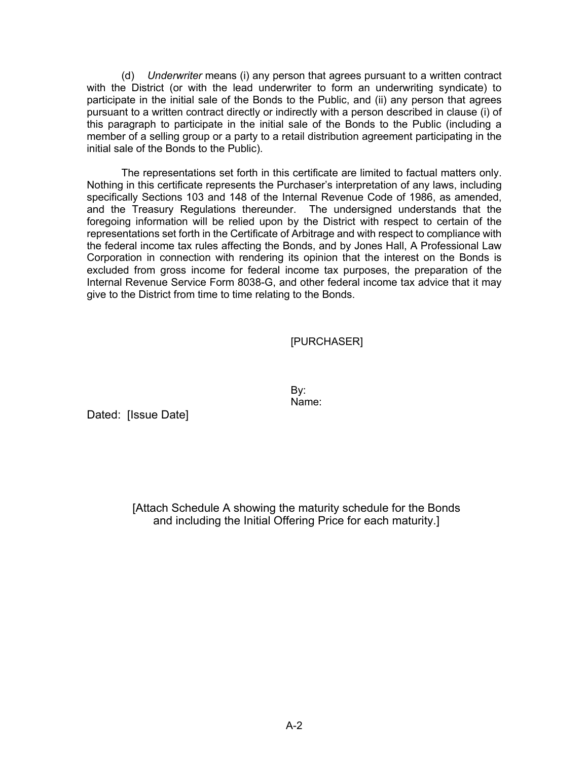(d) *Underwriter* means (i) any person that agrees pursuant to a written contract with the District (or with the lead underwriter to form an underwriting syndicate) to participate in the initial sale of the Bonds to the Public, and (ii) any person that agrees pursuant to a written contract directly or indirectly with a person described in clause (i) of this paragraph to participate in the initial sale of the Bonds to the Public (including a member of a selling group or a party to a retail distribution agreement participating in the initial sale of the Bonds to the Public).

The representations set forth in this certificate are limited to factual matters only. Nothing in this certificate represents the Purchaser's interpretation of any laws, including specifically Sections 103 and 148 of the Internal Revenue Code of 1986, as amended, and the Treasury Regulations thereunder. The undersigned understands that the foregoing information will be relied upon by the District with respect to certain of the representations set forth in the Certificate of Arbitrage and with respect to compliance with the federal income tax rules affecting the Bonds, and by Jones Hall, A Professional Law Corporation in connection with rendering its opinion that the interest on the Bonds is excluded from gross income for federal income tax purposes, the preparation of the Internal Revenue Service Form 8038-G, and other federal income tax advice that it may give to the District from time to time relating to the Bonds.

[PURCHASER]

By:
Name:

Dated: [Issue Date]

[Attach Schedule A showing the maturity schedule for the Bonds and including the Initial Offering Price for each maturity.]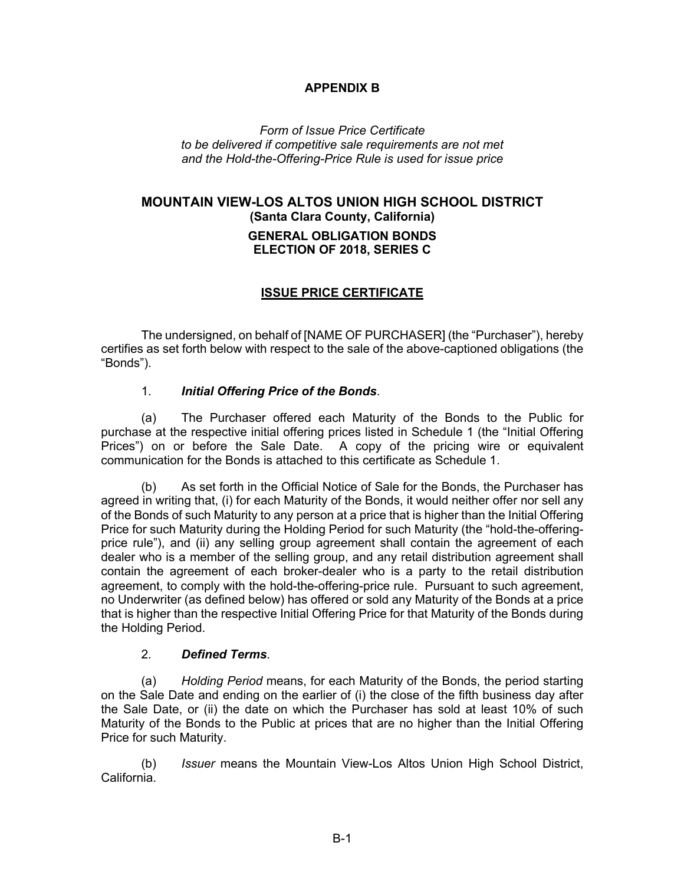# APPENDIX B

*Form of Issue Price Certificate*
*to be delivered if competitive sale requirements are not met*
*and the Hold-the-Offering-Price Rule is used for issue price*

## MOUNTAIN VIEW-LOS ALTOS UNION HIGH SCHOOL DISTRICT
**(Santa Clara County, California)**

**GENERAL OBLIGATION BONDS**
**ELECTION OF 2018, SERIES C**

## ISSUE PRICE CERTIFICATE

The undersigned, on behalf of [NAME OF PURCHASER] (the "Purchaser"), hereby certifies as set forth below with respect to the sale of the above-captioned obligations (the "Bonds").

1. ***Initial Offering Price of the Bonds***.

(a) The Purchaser offered each Maturity of the Bonds to the Public for purchase at the respective initial offering prices listed in Schedule 1 (the "Initial Offering Prices") on or before the Sale Date. A copy of the pricing wire or equivalent communication for the Bonds is attached to this certificate as Schedule 1.

(b) As set forth in the Official Notice of Sale for the Bonds, the Purchaser has agreed in writing that, (i) for each Maturity of the Bonds, it would neither offer nor sell any of the Bonds of such Maturity to any person at a price that is higher than the Initial Offering Price for such Maturity during the Holding Period for such Maturity (the "hold-the-offering-price rule"), and (ii) any selling group agreement shall contain the agreement of each dealer who is a member of the selling group, and any retail distribution agreement shall contain the agreement of each broker-dealer who is a party to the retail distribution agreement, to comply with the hold-the-offering-price rule. Pursuant to such agreement, no Underwriter (as defined below) has offered or sold any Maturity of the Bonds at a price that is higher than the respective Initial Offering Price for that Maturity of the Bonds during the Holding Period.

2. ***Defined Terms***.

(a) *Holding Period* means, for each Maturity of the Bonds, the period starting on the Sale Date and ending on the earlier of (i) the close of the fifth business day after the Sale Date, or (ii) the date on which the Purchaser has sold at least 10% of such Maturity of the Bonds to the Public at prices that are no higher than the Initial Offering Price for such Maturity.

(b) *Issuer* means the Mountain View-Los Altos Union High School District, California.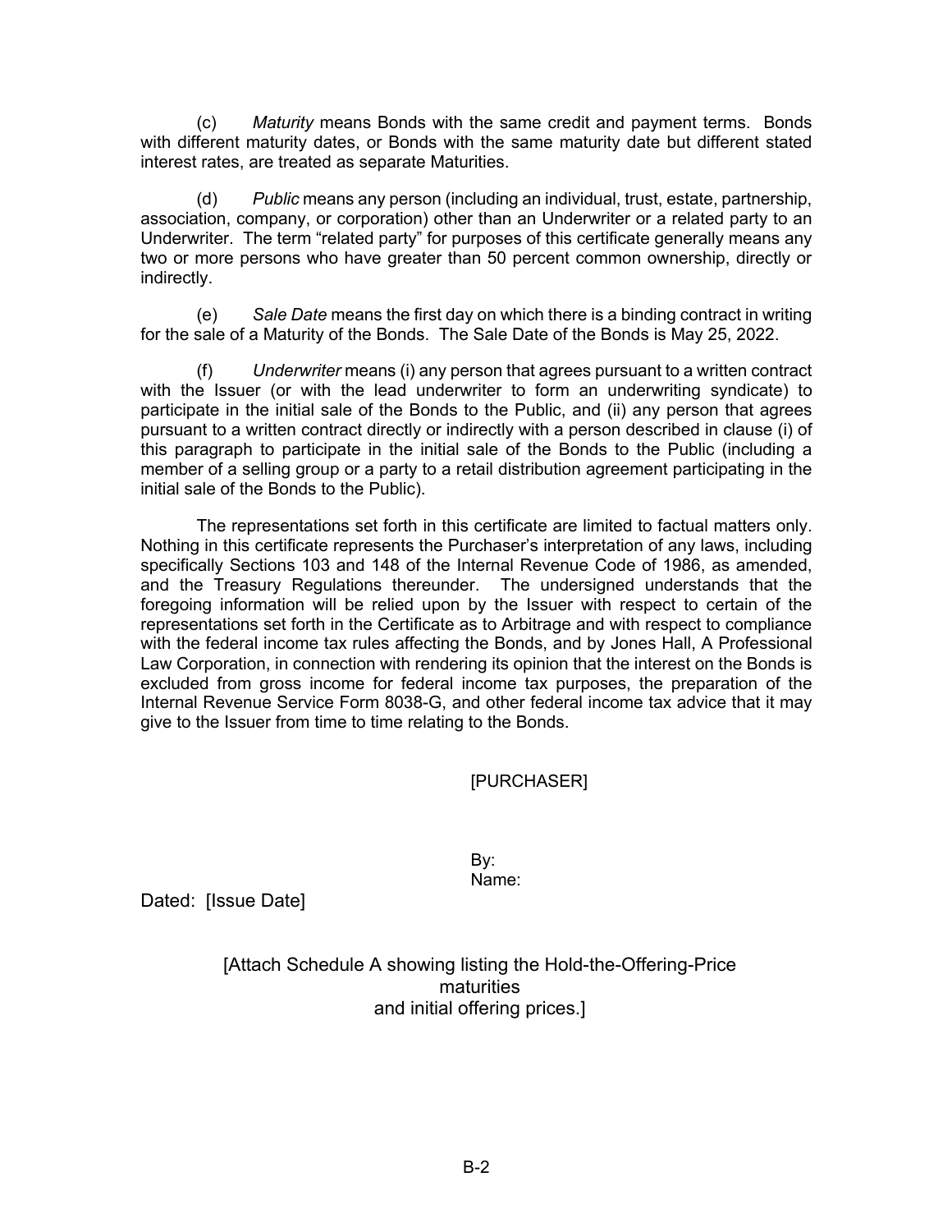(c) *Maturity* means Bonds with the same credit and payment terms. Bonds with different maturity dates, or Bonds with the same maturity date but different stated interest rates, are treated as separate Maturities.

(d) *Public* means any person (including an individual, trust, estate, partnership, association, company, or corporation) other than an Underwriter or a related party to an Underwriter. The term "related party" for purposes of this certificate generally means any two or more persons who have greater than 50 percent common ownership, directly or indirectly.

(e) *Sale Date* means the first day on which there is a binding contract in writing for the sale of a Maturity of the Bonds. The Sale Date of the Bonds is May 25, 2022.

(f) *Underwriter* means (i) any person that agrees pursuant to a written contract with the Issuer (or with the lead underwriter to form an underwriting syndicate) to participate in the initial sale of the Bonds to the Public, and (ii) any person that agrees pursuant to a written contract directly or indirectly with a person described in clause (i) of this paragraph to participate in the initial sale of the Bonds to the Public (including a member of a selling group or a party to a retail distribution agreement participating in the initial sale of the Bonds to the Public).

The representations set forth in this certificate are limited to factual matters only. Nothing in this certificate represents the Purchaser's interpretation of any laws, including specifically Sections 103 and 148 of the Internal Revenue Code of 1986, as amended, and the Treasury Regulations thereunder. The undersigned understands that the foregoing information will be relied upon by the Issuer with respect to certain of the representations set forth in the Certificate as to Arbitrage and with respect to compliance with the federal income tax rules affecting the Bonds, and by Jones Hall, A Professional Law Corporation, in connection with rendering its opinion that the interest on the Bonds is excluded from gross income for federal income tax purposes, the preparation of the Internal Revenue Service Form 8038-G, and other federal income tax advice that it may give to the Issuer from time to time relating to the Bonds.

[PURCHASER]

By:
Name:

Dated: [Issue Date]

[Attach Schedule A showing listing the Hold-the-Offering-Price maturities and initial offering prices.]